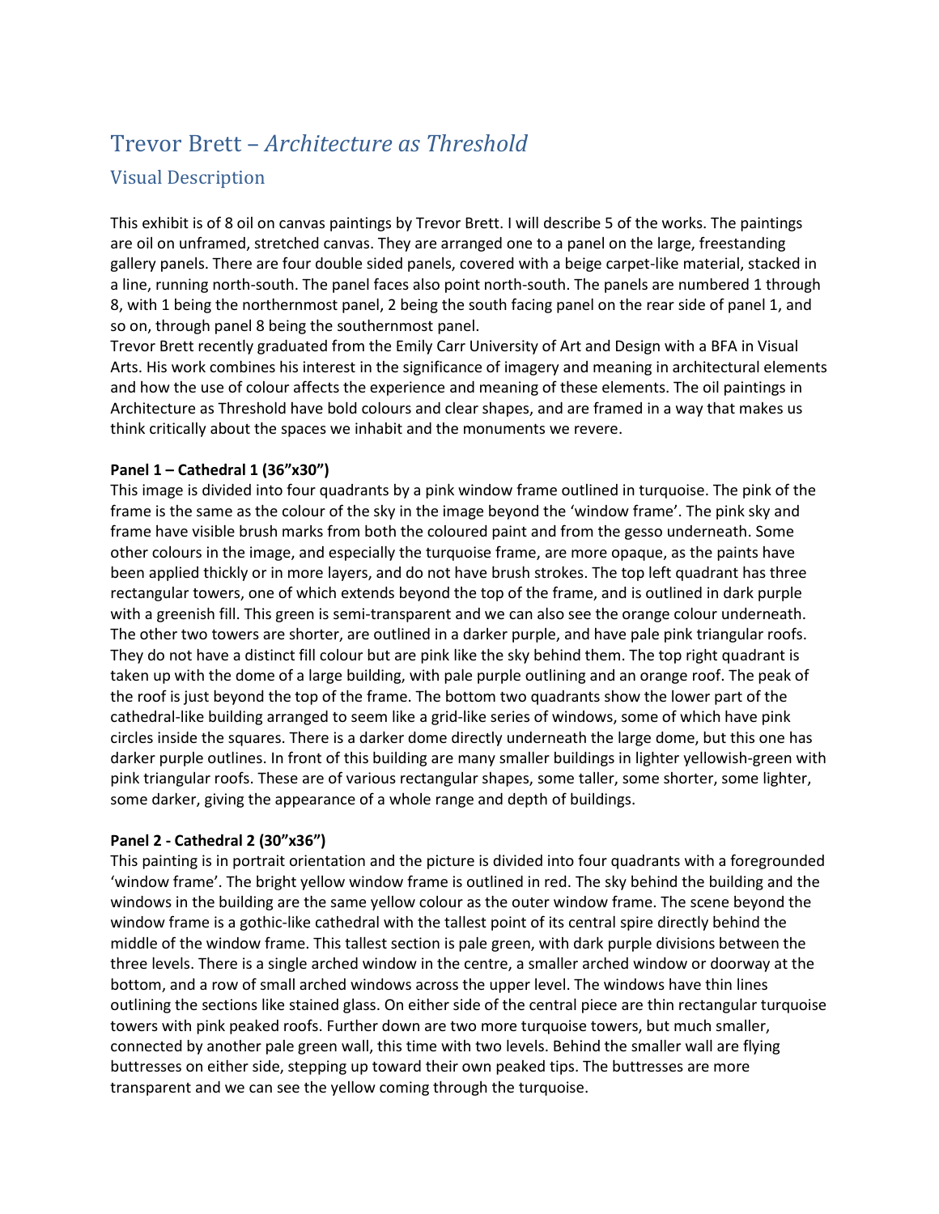# Trevor Brett – *Architecture as Threshold*

## Visual Description

This exhibit is of 8 oil on canvas paintings by Trevor Brett. I will describe 5 of the works. The paintings are oil on unframed, stretched canvas. They are arranged one to a panel on the large, freestanding gallery panels. There are four double sided panels, covered with a beige carpet-like material, stacked in a line, running north-south. The panel faces also point north-south. The panels are numbered 1 through 8, with 1 being the northernmost panel, 2 being the south facing panel on the rear side of panel 1, and so on, through panel 8 being the southernmost panel.

Trevor Brett recently graduated from the Emily Carr University of Art and Design with a BFA in Visual Arts. His work combines his interest in the significance of imagery and meaning in architectural elements and how the use of colour affects the experience and meaning of these elements. The oil paintings in Architecture as Threshold have bold colours and clear shapes, and are framed in a way that makes us think critically about the spaces we inhabit and the monuments we revere.

**Panel 1 – Cathedral 1 (36”x30”)**

This image is divided into four quadrants by a pink window frame outlined in turquoise. The pink of the frame is the same as the colour of the sky in the image beyond the ‘window frame’. The pink sky and frame have visible brush marks from both the coloured paint and from the gesso underneath. Some other colours in the image, and especially the turquoise frame, are more opaque, as the paints have been applied thickly or in more layers, and do not have brush strokes. The top left quadrant has three rectangular towers, one of which extends beyond the top of the frame, and is outlined in dark purple with a greenish fill. This green is semi-transparent and we can also see the orange colour underneath. The other two towers are shorter, are outlined in a darker purple, and have pale pink triangular roofs. They do not have a distinct fill colour but are pink like the sky behind them. The top right quadrant is taken up with the dome of a large building, with pale purple outlining and an orange roof. The peak of the roof is just beyond the top of the frame. The bottom two quadrants show the lower part of the cathedral-like building arranged to seem like a grid-like series of windows, some of which have pink circles inside the squares. There is a darker dome directly underneath the large dome, but this one has darker purple outlines. In front of this building are many smaller buildings in lighter yellowish-green with pink triangular roofs. These are of various rectangular shapes, some taller, some shorter, some lighter, some darker, giving the appearance of a whole range and depth of buildings.

**Panel 2 - Cathedral 2 (30”x36”)**

This painting is in portrait orientation and the picture is divided into four quadrants with a foregrounded ‘window frame’. The bright yellow window frame is outlined in red. The sky behind the building and the windows in the building are the same yellow colour as the outer window frame. The scene beyond the window frame is a gothic-like cathedral with the tallest point of its central spire directly behind the middle of the window frame. This tallest section is pale green, with dark purple divisions between the three levels. There is a single arched window in the centre, a smaller arched window or doorway at the bottom, and a row of small arched windows across the upper level. The windows have thin lines outlining the sections like stained glass. On either side of the central piece are thin rectangular turquoise towers with pink peaked roofs. Further down are two more turquoise towers, but much smaller, connected by another pale green wall, this time with two levels. Behind the smaller wall are flying buttresses on either side, stepping up toward their own peaked tips. The buttresses are more transparent and we can see the yellow coming through the turquoise.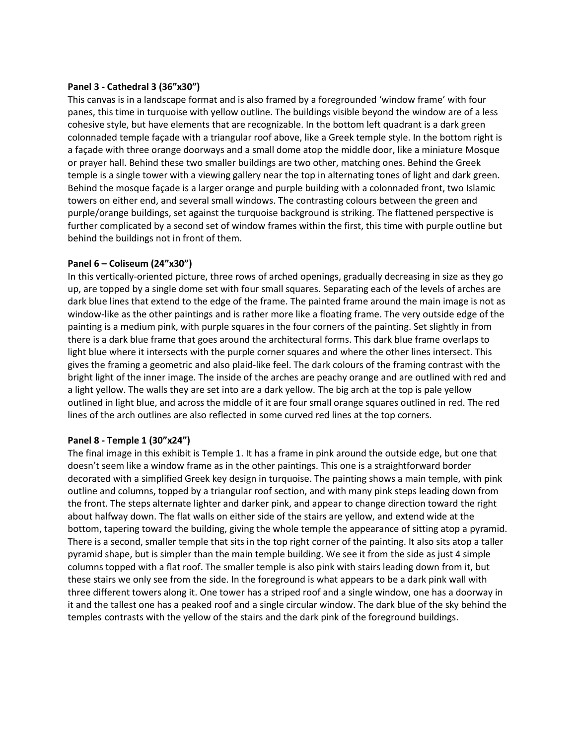**Panel 3 - Cathedral 3 (36"x30")**

This canvas is in a landscape format and is also framed by a foregrounded 'window frame' with four panes, this time in turquoise with yellow outline. The buildings visible beyond the window are of a less cohesive style, but have elements that are recognizable. In the bottom left quadrant is a dark green colonnaded temple façade with a triangular roof above, like a Greek temple style. In the bottom right is a façade with three orange doorways and a small dome atop the middle door, like a miniature Mosque or prayer hall. Behind these two smaller buildings are two other, matching ones. Behind the Greek temple is a single tower with a viewing gallery near the top in alternating tones of light and dark green. Behind the mosque façade is a larger orange and purple building with a colonnaded front, two Islamic towers on either end, and several small windows. The contrasting colours between the green and purple/orange buildings, set against the turquoise background is striking. The flattened perspective is further complicated by a second set of window frames within the first, this time with purple outline but behind the buildings not in front of them.

**Panel 6 – Coliseum (24"x30")**

In this vertically-oriented picture, three rows of arched openings, gradually decreasing in size as they go up, are topped by a single dome set with four small squares. Separating each of the levels of arches are dark blue lines that extend to the edge of the frame. The painted frame around the main image is not as window-like as the other paintings and is rather more like a floating frame. The very outside edge of the painting is a medium pink, with purple squares in the four corners of the painting. Set slightly in from there is a dark blue frame that goes around the architectural forms. This dark blue frame overlaps to light blue where it intersects with the purple corner squares and where the other lines intersect. This gives the framing a geometric and also plaid-like feel. The dark colours of the framing contrast with the bright light of the inner image. The inside of the arches are peachy orange and are outlined with red and a light yellow. The walls they are set into are a dark yellow. The big arch at the top is pale yellow outlined in light blue, and across the middle of it are four small orange squares outlined in red. The red lines of the arch outlines are also reflected in some curved red lines at the top corners.

**Panel 8 - Temple 1 (30"x24")**

The final image in this exhibit is Temple 1. It has a frame in pink around the outside edge, but one that doesn't seem like a window frame as in the other paintings. This one is a straightforward border decorated with a simplified Greek key design in turquoise. The painting shows a main temple, with pink outline and columns, topped by a triangular roof section, and with many pink steps leading down from the front. The steps alternate lighter and darker pink, and appear to change direction toward the right about halfway down. The flat walls on either side of the stairs are yellow, and extend wide at the bottom, tapering toward the building, giving the whole temple the appearance of sitting atop a pyramid. There is a second, smaller temple that sits in the top right corner of the painting. It also sits atop a taller pyramid shape, but is simpler than the main temple building. We see it from the side as just 4 simple columns topped with a flat roof. The smaller temple is also pink with stairs leading down from it, but these stairs we only see from the side. In the foreground is what appears to be a dark pink wall with three different towers along it. One tower has a striped roof and a single window, one has a doorway in it and the tallest one has a peaked roof and a single circular window. The dark blue of the sky behind the temples contrasts with the yellow of the stairs and the dark pink of the foreground buildings.